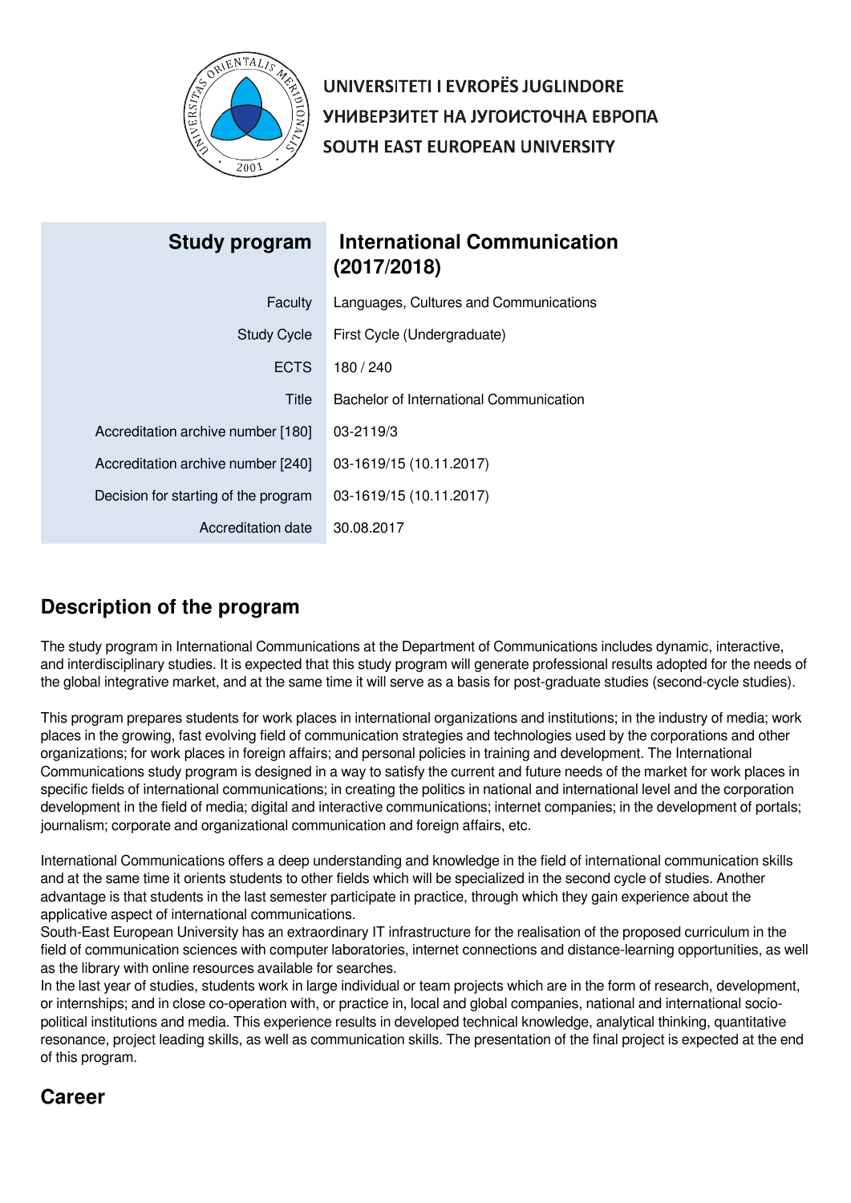UNIVERSITETI I EVROPËS JUGLINDORE
УНИВЕРЗИТЕТ НА ЈУГОИСТОЧНА ЕВРОПА
SOUTH EAST EUROPEAN UNIVERSITY

| Study program | International Communication (2017/2018) |
|---|---|
| Faculty | Languages, Cultures and Communications |
| Study Cycle | First Cycle (Undergraduate) |
| ECTS | 180 / 240 |
| Title | Bachelor of International Communication |
| Accreditation archive number [180] | 03-2119/3 |
| Accreditation archive number [240] | 03-1619/15 (10.11.2017) |
| Decision for starting of the program | 03-1619/15 (10.11.2017) |
| Accreditation date | 30.08.2017 |

## Description of the program

The study program in International Communications at the Department of Communications includes dynamic, interactive, and interdisciplinary studies. It is expected that this study program will generate professional results adopted for the needs of the global integrative market, and at the same time it will serve as a basis for post-graduate studies (second-cycle studies).

This program prepares students for work places in international organizations and institutions; in the industry of media; work places in the growing, fast evolving field of communication strategies and technologies used by the corporations and other organizations; for work places in foreign affairs; and personal policies in training and development. The International Communications study program is designed in a way to satisfy the current and future needs of the market for work places in specific fields of international communications; in creating the politics in national and international level and the corporation development in the field of media; digital and interactive communications; internet companies; in the development of portals; journalism; corporate and organizational communication and foreign affairs, etc.

International Communications offers a deep understanding and knowledge in the field of international communication skills and at the same time it orients students to other fields which will be specialized in the second cycle of studies. Another advantage is that students in the last semester participate in practice, through which they gain experience about the applicative aspect of international communications.
South-East European University has an extraordinary IT infrastructure for the realisation of the proposed curriculum in the field of communication sciences with computer laboratories, internet connections and distance-learning opportunities, as well as the library with online resources available for searches.
In the last year of studies, students work in large individual or team projects which are in the form of research, development, or internships; and in close co-operation with, or practice in, local and global companies, national and international socio-political institutions and media. This experience results in developed technical knowledge, analytical thinking, quantitative resonance, project leading skills, as well as communication skills. The presentation of the final project is expected at the end of this program.

## Career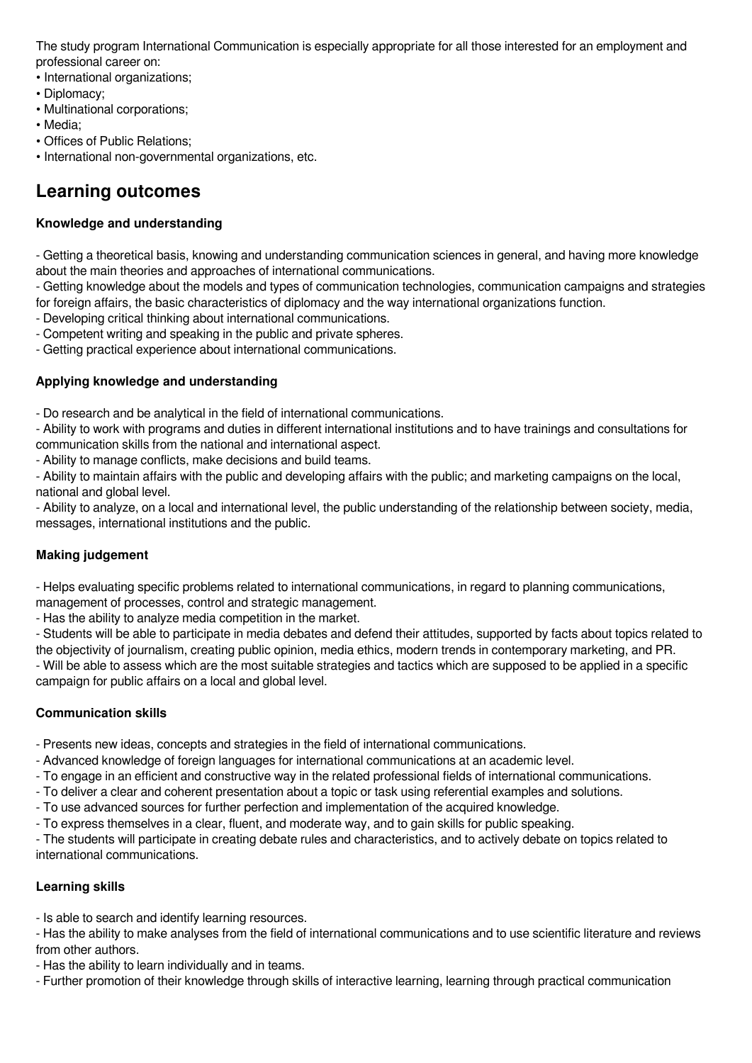The study program International Communication is especially appropriate for all those interested for an employment and professional career on:
• International organizations;
• Diplomacy;
• Multinational corporations;
• Media;
• Offices of Public Relations;
• International non-governmental organizations, etc.

## Learning outcomes

**Knowledge and understanding**

- Getting a theoretical basis, knowing and understanding communication sciences in general, and having more knowledge about the main theories and approaches of international communications.
- Getting knowledge about the models and types of communication technologies, communication campaigns and strategies for foreign affairs, the basic characteristics of diplomacy and the way international organizations function.
- Developing critical thinking about international communications.
- Competent writing and speaking in the public and private spheres.
- Getting practical experience about international communications.

**Applying knowledge and understanding**

- Do research and be analytical in the field of international communications.
- Ability to work with programs and duties in different international institutions and to have trainings and consultations for communication skills from the national and international aspect.
- Ability to manage conflicts, make decisions and build teams.
- Ability to maintain affairs with the public and developing affairs with the public; and marketing campaigns on the local, national and global level.
- Ability to analyze, on a local and international level, the public understanding of the relationship between society, media, messages, international institutions and the public.

**Making judgement**

- Helps evaluating specific problems related to international communications, in regard to planning communications, management of processes, control and strategic management.
- Has the ability to analyze media competition in the market.
- Students will be able to participate in media debates and defend their attitudes, supported by facts about topics related to the objectivity of journalism, creating public opinion, media ethics, modern trends in contemporary marketing, and PR.
- Will be able to assess which are the most suitable strategies and tactics which are supposed to be applied in a specific campaign for public affairs on a local and global level.

**Communication skills**

- Presents new ideas, concepts and strategies in the field of international communications.
- Advanced knowledge of foreign languages for international communications at an academic level.
- To engage in an efficient and constructive way in the related professional fields of international communications.
- To deliver a clear and coherent presentation about a topic or task using referential examples and solutions.
- To use advanced sources for further perfection and implementation of the acquired knowledge.
- To express themselves in a clear, fluent, and moderate way, and to gain skills for public speaking.
- The students will participate in creating debate rules and characteristics, and to actively debate on topics related to international communications.

**Learning skills**

- Is able to search and identify learning resources.
- Has the ability to make analyses from the field of international communications and to use scientific literature and reviews from other authors.
- Has the ability to learn individually and in teams.
- Further promotion of their knowledge through skills of interactive learning, learning through practical communication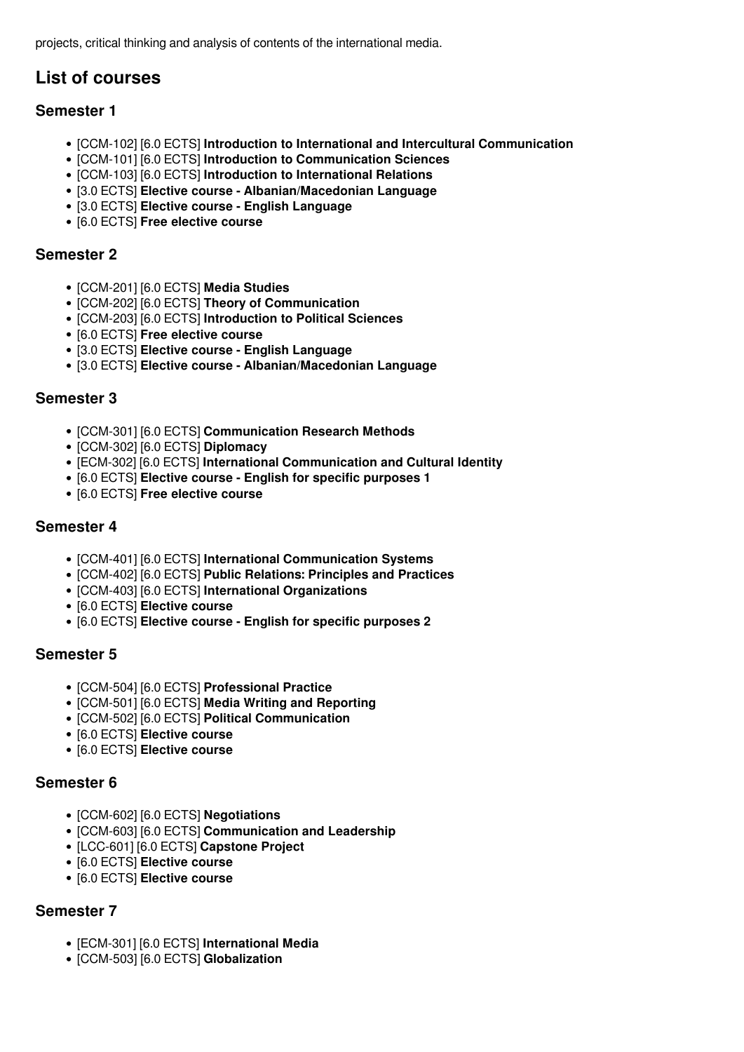projects, critical thinking and analysis of contents of the international media.

## List of courses

### Semester 1

- [CCM-102] [6.0 ECTS] **Introduction to International and Intercultural Communication**
- [CCM-101] [6.0 ECTS] **Introduction to Communication Sciences**
- [CCM-103] [6.0 ECTS] **Introduction to International Relations**
- [3.0 ECTS] **Elective course - Albanian/Macedonian Language**
- [3.0 ECTS] **Elective course - English Language**
- [6.0 ECTS] **Free elective course**

### Semester 2

- [CCM-201] [6.0 ECTS] **Media Studies**
- [CCM-202] [6.0 ECTS] **Theory of Communication**
- [CCM-203] [6.0 ECTS] **Introduction to Political Sciences**
- [6.0 ECTS] **Free elective course**
- [3.0 ECTS] **Elective course - English Language**
- [3.0 ECTS] **Elective course - Albanian/Macedonian Language**

### Semester 3

- [CCM-301] [6.0 ECTS] **Communication Research Methods**
- [CCM-302] [6.0 ECTS] **Diplomacy**
- [ECM-302] [6.0 ECTS] **International Communication and Cultural Identity**
- [6.0 ECTS] **Elective course - English for specific purposes 1**
- [6.0 ECTS] **Free elective course**

### Semester 4

- [CCM-401] [6.0 ECTS] **International Communication Systems**
- [CCM-402] [6.0 ECTS] **Public Relations: Principles and Practices**
- [CCM-403] [6.0 ECTS] **International Organizations**
- [6.0 ECTS] **Elective course**
- [6.0 ECTS] **Elective course - English for specific purposes 2**

### Semester 5

- [CCM-504] [6.0 ECTS] **Professional Practice**
- [CCM-501] [6.0 ECTS] **Media Writing and Reporting**
- [CCM-502] [6.0 ECTS] **Political Communication**
- [6.0 ECTS] **Elective course**
- [6.0 ECTS] **Elective course**

### Semester 6

- [CCM-602] [6.0 ECTS] **Negotiations**
- [CCM-603] [6.0 ECTS] **Communication and Leadership**
- [LCC-601] [6.0 ECTS] **Capstone Project**
- [6.0 ECTS] **Elective course**
- [6.0 ECTS] **Elective course**

### Semester 7

- [ECM-301] [6.0 ECTS] **International Media**
- [CCM-503] [6.0 ECTS] **Globalization**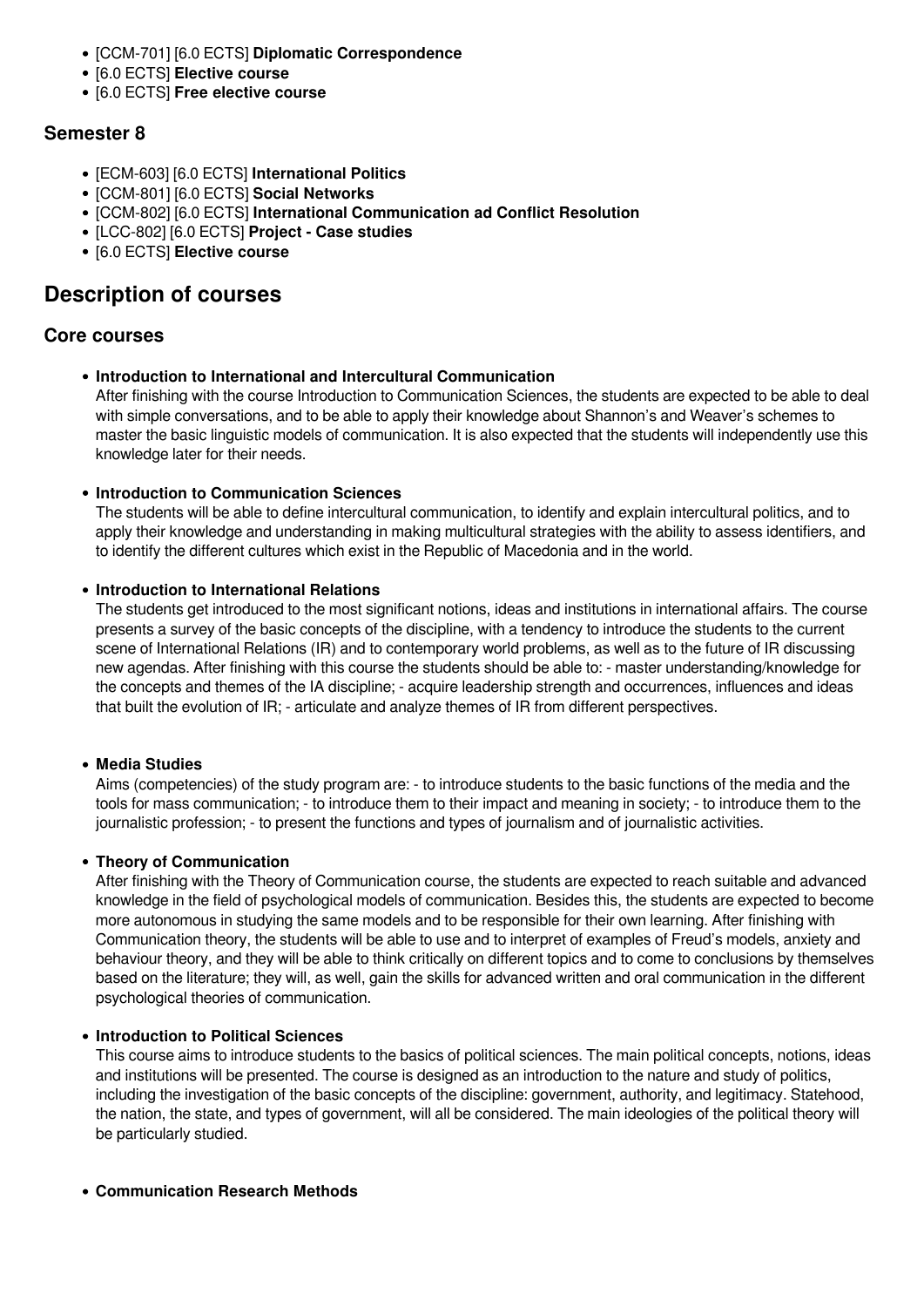- [CCM-701] [6.0 ECTS] **Diplomatic Correspondence**
- [6.0 ECTS] **Elective course**
- [6.0 ECTS] **Free elective course**

### Semester 8

- [ECM-603] [6.0 ECTS] **International Politics**
- [CCM-801] [6.0 ECTS] **Social Networks**
- [CCM-802] [6.0 ECTS] **International Communication ad Conflict Resolution**
- [LCC-802] [6.0 ECTS] **Project - Case studies**
- [6.0 ECTS] **Elective course**

## Description of courses

### Core courses

- **Introduction to International and Intercultural Communication**
  After finishing with the course Introduction to Communication Sciences, the students are expected to be able to deal with simple conversations, and to be able to apply their knowledge about Shannon's and Weaver's schemes to master the basic linguistic models of communication. It is also expected that the students will independently use this knowledge later for their needs.

- **Introduction to Communication Sciences**
  The students will be able to define intercultural communication, to identify and explain intercultural politics, and to apply their knowledge and understanding in making multicultural strategies with the ability to assess identifiers, and to identify the different cultures which exist in the Republic of Macedonia and in the world.

- **Introduction to International Relations**
  The students get introduced to the most significant notions, ideas and institutions in international affairs. The course presents a survey of the basic concepts of the discipline, with a tendency to introduce the students to the current scene of International Relations (IR) and to contemporary world problems, as well as to the future of IR discussing new agendas. After finishing with this course the students should be able to: - master understanding/knowledge for the concepts and themes of the IA discipline; - acquire leadership strength and occurrences, influences and ideas that built the evolution of IR; - articulate and analyze themes of IR from different perspectives.

- **Media Studies**
  Aims (competencies) of the study program are: - to introduce students to the basic functions of the media and the tools for mass communication; - to introduce them to their impact and meaning in society; - to introduce them to the journalistic profession; - to present the functions and types of journalism and of journalistic activities.

- **Theory of Communication**
  After finishing with the Theory of Communication course, the students are expected to reach suitable and advanced knowledge in the field of psychological models of communication. Besides this, the students are expected to become more autonomous in studying the same models and to be responsible for their own learning. After finishing with Communication theory, the students will be able to use and to interpret of examples of Freud's models, anxiety and behaviour theory, and they will be able to think critically on different topics and to come to conclusions by themselves based on the literature; they will, as well, gain the skills for advanced written and oral communication in the different psychological theories of communication.

- **Introduction to Political Sciences**
  This course aims to introduce students to the basics of political sciences. The main political concepts, notions, ideas and institutions will be presented. The course is designed as an introduction to the nature and study of politics, including the investigation of the basic concepts of the discipline: government, authority, and legitimacy. Statehood, the nation, the state, and types of government, will all be considered. The main ideologies of the political theory will be particularly studied.

- **Communication Research Methods**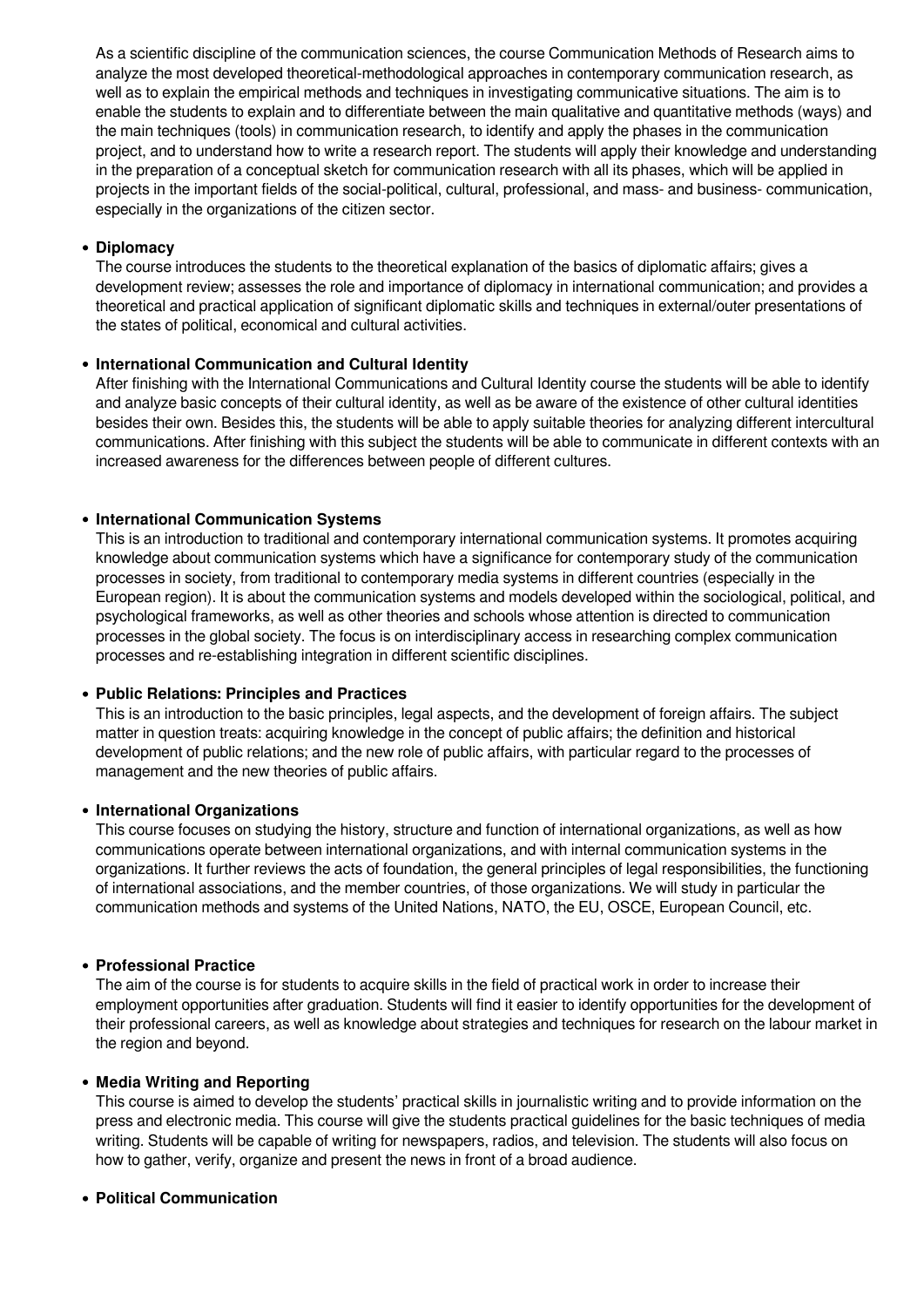As a scientific discipline of the communication sciences, the course Communication Methods of Research aims to analyze the most developed theoretical-methodological approaches in contemporary communication research, as well as to explain the empirical methods and techniques in investigating communicative situations. The aim is to enable the students to explain and to differentiate between the main qualitative and quantitative methods (ways) and the main techniques (tools) in communication research, to identify and apply the phases in the communication project, and to understand how to write a research report. The students will apply their knowledge and understanding in the preparation of a conceptual sketch for communication research with all its phases, which will be applied in projects in the important fields of the social-political, cultural, professional, and mass- and business- communication, especially in the organizations of the citizen sector.

- **Diplomacy**
  The course introduces the students to the theoretical explanation of the basics of diplomatic affairs; gives a development review; assesses the role and importance of diplomacy in international communication; and provides a theoretical and practical application of significant diplomatic skills and techniques in external/outer presentations of the states of political, economical and cultural activities.

- **International Communication and Cultural Identity**
  After finishing with the International Communications and Cultural Identity course the students will be able to identify and analyze basic concepts of their cultural identity, as well as be aware of the existence of other cultural identities besides their own. Besides this, the students will be able to apply suitable theories for analyzing different intercultural communications. After finishing with this subject the students will be able to communicate in different contexts with an increased awareness for the differences between people of different cultures.

- **International Communication Systems**
  This is an introduction to traditional and contemporary international communication systems. It promotes acquiring knowledge about communication systems which have a significance for contemporary study of the communication processes in society, from traditional to contemporary media systems in different countries (especially in the European region). It is about the communication systems and models developed within the sociological, political, and psychological frameworks, as well as other theories and schools whose attention is directed to communication processes in the global society. The focus is on interdisciplinary access in researching complex communication processes and re-establishing integration in different scientific disciplines.

- **Public Relations: Principles and Practices**
  This is an introduction to the basic principles, legal aspects, and the development of foreign affairs. The subject matter in question treats: acquiring knowledge in the concept of public affairs; the definition and historical development of public relations; and the new role of public affairs, with particular regard to the processes of management and the new theories of public affairs.

- **International Organizations**
  This course focuses on studying the history, structure and function of international organizations, as well as how communications operate between international organizations, and with internal communication systems in the organizations. It further reviews the acts of foundation, the general principles of legal responsibilities, the functioning of international associations, and the member countries, of those organizations. We will study in particular the communication methods and systems of the United Nations, NATO, the EU, OSCE, European Council, etc.

- **Professional Practice**
  The aim of the course is for students to acquire skills in the field of practical work in order to increase their employment opportunities after graduation. Students will find it easier to identify opportunities for the development of their professional careers, as well as knowledge about strategies and techniques for research on the labour market in the region and beyond.

- **Media Writing and Reporting**
  This course is aimed to develop the students' practical skills in journalistic writing and to provide information on the press and electronic media. This course will give the students practical guidelines for the basic techniques of media writing. Students will be capable of writing for newspapers, radios, and television. The students will also focus on how to gather, verify, organize and present the news in front of a broad audience.

- **Political Communication**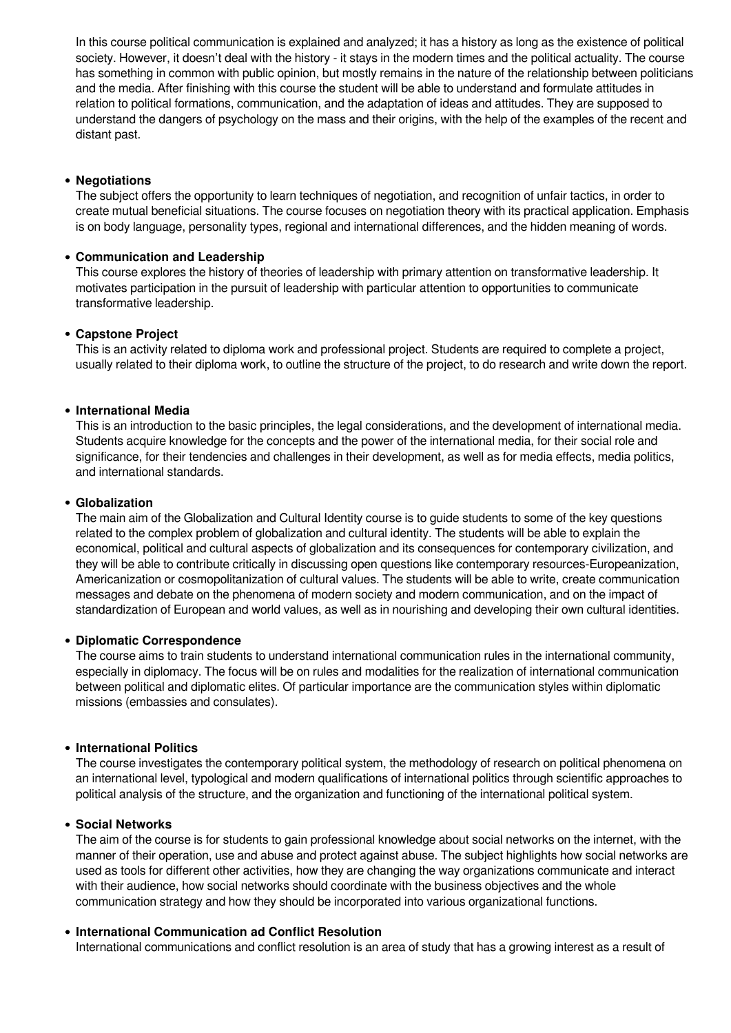In this course political communication is explained and analyzed; it has a history as long as the existence of political society. However, it doesn't deal with the history - it stays in the modern times and the political actuality. The course has something in common with public opinion, but mostly remains in the nature of the relationship between politicians and the media. After finishing with this course the student will be able to understand and formulate attitudes in relation to political formations, communication, and the adaptation of ideas and attitudes. They are supposed to understand the dangers of psychology on the mass and their origins, with the help of the examples of the recent and distant past.

- **Negotiations**
  The subject offers the opportunity to learn techniques of negotiation, and recognition of unfair tactics, in order to create mutual beneficial situations. The course focuses on negotiation theory with its practical application. Emphasis is on body language, personality types, regional and international differences, and the hidden meaning of words.

- **Communication and Leadership**
  This course explores the history of theories of leadership with primary attention on transformative leadership. It motivates participation in the pursuit of leadership with particular attention to opportunities to communicate transformative leadership.

- **Capstone Project**
  This is an activity related to diploma work and professional project. Students are required to complete a project, usually related to their diploma work, to outline the structure of the project, to do research and write down the report.

- **International Media**
  This is an introduction to the basic principles, the legal considerations, and the development of international media. Students acquire knowledge for the concepts and the power of the international media, for their social role and significance, for their tendencies and challenges in their development, as well as for media effects, media politics, and international standards.

- **Globalization**
  The main aim of the Globalization and Cultural Identity course is to guide students to some of the key questions related to the complex problem of globalization and cultural identity. The students will be able to explain the economical, political and cultural aspects of globalization and its consequences for contemporary civilization, and they will be able to contribute critically in discussing open questions like contemporary resources-Europeanization, Americanization or cosmopolitanization of cultural values. The students will be able to write, create communication messages and debate on the phenomena of modern society and modern communication, and on the impact of standardization of European and world values, as well as in nourishing and developing their own cultural identities.

- **Diplomatic Correspondence**
  The course aims to train students to understand international communication rules in the international community, especially in diplomacy. The focus will be on rules and modalities for the realization of international communication between political and diplomatic elites. Of particular importance are the communication styles within diplomatic missions (embassies and consulates).

- **International Politics**
  The course investigates the contemporary political system, the methodology of research on political phenomena on an international level, typological and modern qualifications of international politics through scientific approaches to political analysis of the structure, and the organization and functioning of the international political system.

- **Social Networks**
  The aim of the course is for students to gain professional knowledge about social networks on the internet, with the manner of their operation, use and abuse and protect against abuse. The subject highlights how social networks are used as tools for different other activities, how they are changing the way organizations communicate and interact with their audience, how social networks should coordinate with the business objectives and the whole communication strategy and how they should be incorporated into various organizational functions.

- **International Communication ad Conflict Resolution**
  International communications and conflict resolution is an area of study that has a growing interest as a result of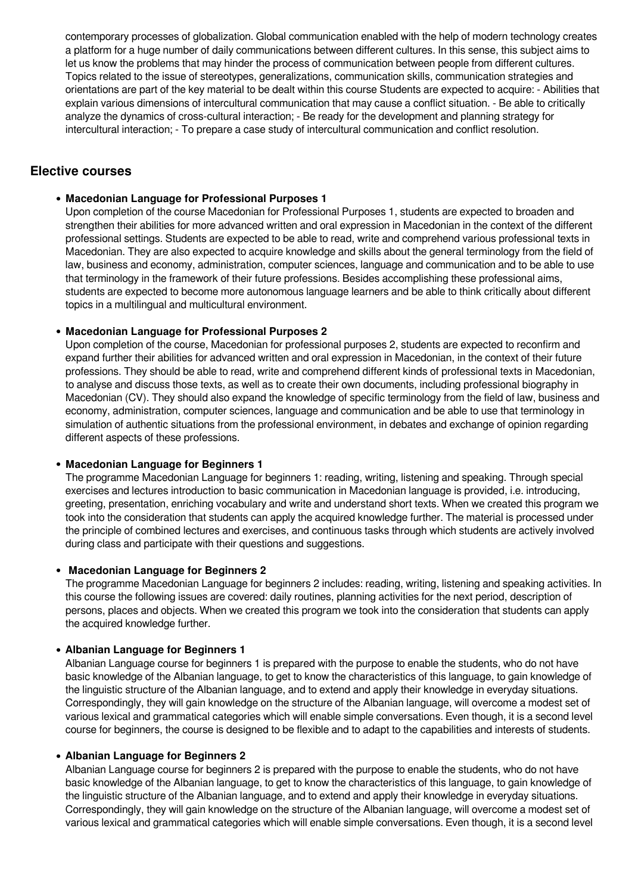contemporary processes of globalization. Global communication enabled with the help of modern technology creates a platform for a huge number of daily communications between different cultures. In this sense, this subject aims to let us know the problems that may hinder the process of communication between people from different cultures. Topics related to the issue of stereotypes, generalizations, communication skills, communication strategies and orientations are part of the key material to be dealt within this course Students are expected to acquire: - Abilities that explain various dimensions of intercultural communication that may cause a conflict situation. - Be able to critically analyze the dynamics of cross-cultural interaction; - Be ready for the development and planning strategy for intercultural interaction; - To prepare a case study of intercultural communication and conflict resolution.

## Elective courses

- **Macedonian Language for Professional Purposes 1**
  Upon completion of the course Macedonian for Professional Purposes 1, students are expected to broaden and strengthen their abilities for more advanced written and oral expression in Macedonian in the context of the different professional settings. Students are expected to be able to read, write and comprehend various professional texts in Macedonian. They are also expected to acquire knowledge and skills about the general terminology from the field of law, business and economy, administration, computer sciences, language and communication and to be able to use that terminology in the framework of their future professions. Besides accomplishing these professional aims, students are expected to become more autonomous language learners and be able to think critically about different topics in a multilingual and multicultural environment.

- **Macedonian Language for Professional Purposes 2**
  Upon completion of the course, Macedonian for professional purposes 2, students are expected to reconfirm and expand further their abilities for advanced written and oral expression in Macedonian, in the context of their future professions. They should be able to read, write and comprehend different kinds of professional texts in Macedonian, to analyse and discuss those texts, as well as to create their own documents, including professional biography in Macedonian (CV). They should also expand the knowledge of specific terminology from the field of law, business and economy, administration, computer sciences, language and communication and be able to use that terminology in simulation of authentic situations from the professional environment, in debates and exchange of opinion regarding different aspects of these professions.

- **Macedonian Language for Beginners 1**
  The programme Macedonian Language for beginners 1: reading, writing, listening and speaking. Through special exercises and lectures introduction to basic communication in Macedonian language is provided, i.e. introducing, greeting, presentation, enriching vocabulary and write and understand short texts. When we created this program we took into the consideration that students can apply the acquired knowledge further. The material is processed under the principle of combined lectures and exercises, and continuous tasks through which students are actively involved during class and participate with their questions and suggestions.

- **Macedonian Language for Beginners 2**
  The programme Macedonian Language for beginners 2 includes: reading, writing, listening and speaking activities. In this course the following issues are covered: daily routines, planning activities for the next period, description of persons, places and objects. When we created this program we took into the consideration that students can apply the acquired knowledge further.

- **Albanian Language for Beginners 1**
  Albanian Language course for beginners 1 is prepared with the purpose to enable the students, who do not have basic knowledge of the Albanian language, to get to know the characteristics of this language, to gain knowledge of the linguistic structure of the Albanian language, and to extend and apply their knowledge in everyday situations. Correspondingly, they will gain knowledge on the structure of the Albanian language, will overcome a modest set of various lexical and grammatical categories which will enable simple conversations. Even though, it is a second level course for beginners, the course is designed to be flexible and to adapt to the capabilities and interests of students.

- **Albanian Language for Beginners 2**
  Albanian Language course for beginners 2 is prepared with the purpose to enable the students, who do not have basic knowledge of the Albanian language, to get to know the characteristics of this language, to gain knowledge of the linguistic structure of the Albanian language, and to extend and apply their knowledge in everyday situations. Correspondingly, they will gain knowledge on the structure of the Albanian language, will overcome a modest set of various lexical and grammatical categories which will enable simple conversations. Even though, it is a second level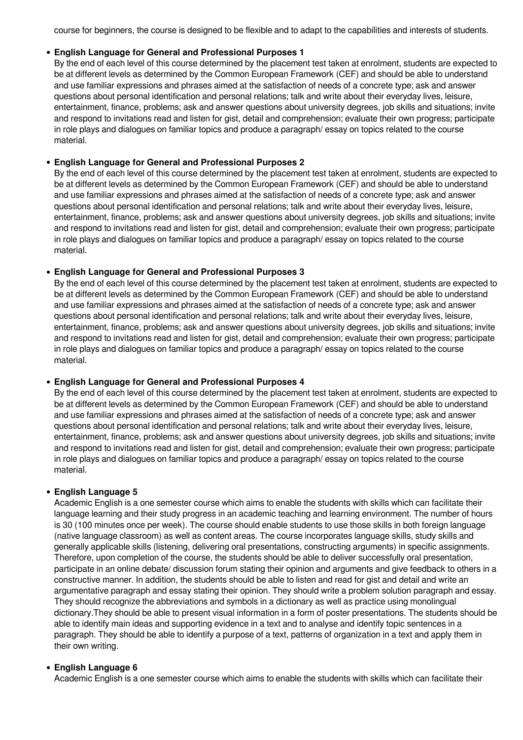course for beginners, the course is designed to be flexible and to adapt to the capabilities and interests of students.

- **English Language for General and Professional Purposes 1**
  By the end of each level of this course determined by the placement test taken at enrolment, students are expected to be at different levels as determined by the Common European Framework (CEF) and should be able to understand and use familiar expressions and phrases aimed at the satisfaction of needs of a concrete type; ask and answer questions about personal identification and personal relations; talk and write about their everyday lives, leisure, entertainment, finance, problems; ask and answer questions about university degrees, job skills and situations; invite and respond to invitations read and listen for gist, detail and comprehension; evaluate their own progress; participate in role plays and dialogues on familiar topics and produce a paragraph/ essay on topics related to the course material.

- **English Language for General and Professional Purposes 2**
  By the end of each level of this course determined by the placement test taken at enrolment, students are expected to be at different levels as determined by the Common European Framework (CEF) and should be able to understand and use familiar expressions and phrases aimed at the satisfaction of needs of a concrete type; ask and answer questions about personal identification and personal relations; talk and write about their everyday lives, leisure, entertainment, finance, problems; ask and answer questions about university degrees, job skills and situations; invite and respond to invitations read and listen for gist, detail and comprehension; evaluate their own progress; participate in role plays and dialogues on familiar topics and produce a paragraph/ essay on topics related to the course material.

- **English Language for General and Professional Purposes 3**
  By the end of each level of this course determined by the placement test taken at enrolment, students are expected to be at different levels as determined by the Common European Framework (CEF) and should be able to understand and use familiar expressions and phrases aimed at the satisfaction of needs of a concrete type; ask and answer questions about personal identification and personal relations; talk and write about their everyday lives, leisure, entertainment, finance, problems; ask and answer questions about university degrees, job skills and situations; invite and respond to invitations read and listen for gist, detail and comprehension; evaluate their own progress; participate in role plays and dialogues on familiar topics and produce a paragraph/ essay on topics related to the course material.

- **English Language for General and Professional Purposes 4**
  By the end of each level of this course determined by the placement test taken at enrolment, students are expected to be at different levels as determined by the Common European Framework (CEF) and should be able to understand and use familiar expressions and phrases aimed at the satisfaction of needs of a concrete type; ask and answer questions about personal identification and personal relations; talk and write about their everyday lives, leisure, entertainment, finance, problems; ask and answer questions about university degrees, job skills and situations; invite and respond to invitations read and listen for gist, detail and comprehension; evaluate their own progress; participate in role plays and dialogues on familiar topics and produce a paragraph/ essay on topics related to the course material.

- **English Language 5**
  Academic English is a one semester course which aims to enable the students with skills which can facilitate their language learning and their study progress in an academic teaching and learning environment. The number of hours is 30 (100 minutes once per week). The course should enable students to use those skills in both foreign language (native language classroom) as well as content areas. The course incorporates language skills, study skills and generally applicable skills (listening, delivering oral presentations, constructing arguments) in specific assignments. Therefore, upon completion of the course, the students should be able to deliver successfully oral presentation, participate in an online debate/ discussion forum stating their opinion and arguments and give feedback to others in a constructive manner. In addition, the students should be able to listen and read for gist and detail and write an argumentative paragraph and essay stating their opinion. They should write a problem solution paragraph and essay. They should recognize the abbreviations and symbols in a dictionary as well as practice using monolingual dictionary.They should be able to present visual information in a form of poster presentations. The students should be able to identify main ideas and supporting evidence in a text and to analyse and identify topic sentences in a paragraph. They should be able to identify a purpose of a text, patterns of organization in a text and apply them in their own writing.

- **English Language 6**
  Academic English is a one semester course which aims to enable the students with skills which can facilitate their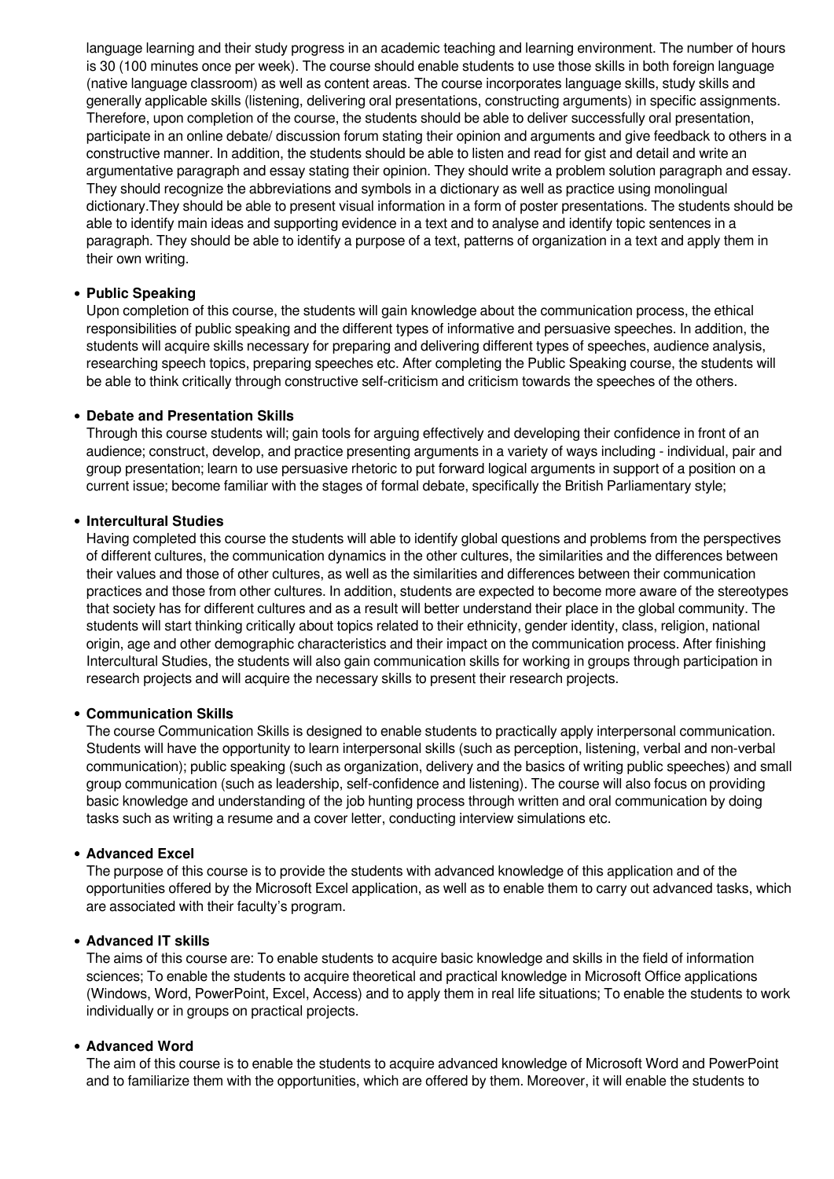language learning and their study progress in an academic teaching and learning environment. The number of hours is 30 (100 minutes once per week). The course should enable students to use those skills in both foreign language (native language classroom) as well as content areas. The course incorporates language skills, study skills and generally applicable skills (listening, delivering oral presentations, constructing arguments) in specific assignments. Therefore, upon completion of the course, the students should be able to deliver successfully oral presentation, participate in an online debate/ discussion forum stating their opinion and arguments and give feedback to others in a constructive manner. In addition, the students should be able to listen and read for gist and detail and write an argumentative paragraph and essay stating their opinion. They should write a problem solution paragraph and essay. They should recognize the abbreviations and symbols in a dictionary as well as practice using monolingual dictionary.They should be able to present visual information in a form of poster presentations. The students should be able to identify main ideas and supporting evidence in a text and to analyse and identify topic sentences in a paragraph. They should be able to identify a purpose of a text, patterns of organization in a text and apply them in their own writing.

- **Public Speaking**
  Upon completion of this course, the students will gain knowledge about the communication process, the ethical responsibilities of public speaking and the different types of informative and persuasive speeches. In addition, the students will acquire skills necessary for preparing and delivering different types of speeches, audience analysis, researching speech topics, preparing speeches etc. After completing the Public Speaking course, the students will be able to think critically through constructive self-criticism and criticism towards the speeches of the others.

- **Debate and Presentation Skills**
  Through this course students will; gain tools for arguing effectively and developing their confidence in front of an audience; construct, develop, and practice presenting arguments in a variety of ways including - individual, pair and group presentation; learn to use persuasive rhetoric to put forward logical arguments in support of a position on a current issue; become familiar with the stages of formal debate, specifically the British Parliamentary style;

- **Intercultural Studies**
  Having completed this course the students will able to identify global questions and problems from the perspectives of different cultures, the communication dynamics in the other cultures, the similarities and the differences between their values and those of other cultures, as well as the similarities and differences between their communication practices and those from other cultures. In addition, students are expected to become more aware of the stereotypes that society has for different cultures and as a result will better understand their place in the global community. The students will start thinking critically about topics related to their ethnicity, gender identity, class, religion, national origin, age and other demographic characteristics and their impact on the communication process. After finishing Intercultural Studies, the students will also gain communication skills for working in groups through participation in research projects and will acquire the necessary skills to present their research projects.

- **Communication Skills**
  The course Communication Skills is designed to enable students to practically apply interpersonal communication. Students will have the opportunity to learn interpersonal skills (such as perception, listening, verbal and non-verbal communication); public speaking (such as organization, delivery and the basics of writing public speeches) and small group communication (such as leadership, self-confidence and listening). The course will also focus on providing basic knowledge and understanding of the job hunting process through written and oral communication by doing tasks such as writing a resume and a cover letter, conducting interview simulations etc.

- **Advanced Excel**
  The purpose of this course is to provide the students with advanced knowledge of this application and of the opportunities offered by the Microsoft Excel application, as well as to enable them to carry out advanced tasks, which are associated with their faculty's program.

- **Advanced IT skills**
  The aims of this course are: To enable students to acquire basic knowledge and skills in the field of information sciences; To enable the students to acquire theoretical and practical knowledge in Microsoft Office applications (Windows, Word, PowerPoint, Excel, Access) and to apply them in real life situations; To enable the students to work individually or in groups on practical projects.

- **Advanced Word**
  The aim of this course is to enable the students to acquire advanced knowledge of Microsoft Word and PowerPoint and to familiarize them with the opportunities, which are offered by them. Moreover, it will enable the students to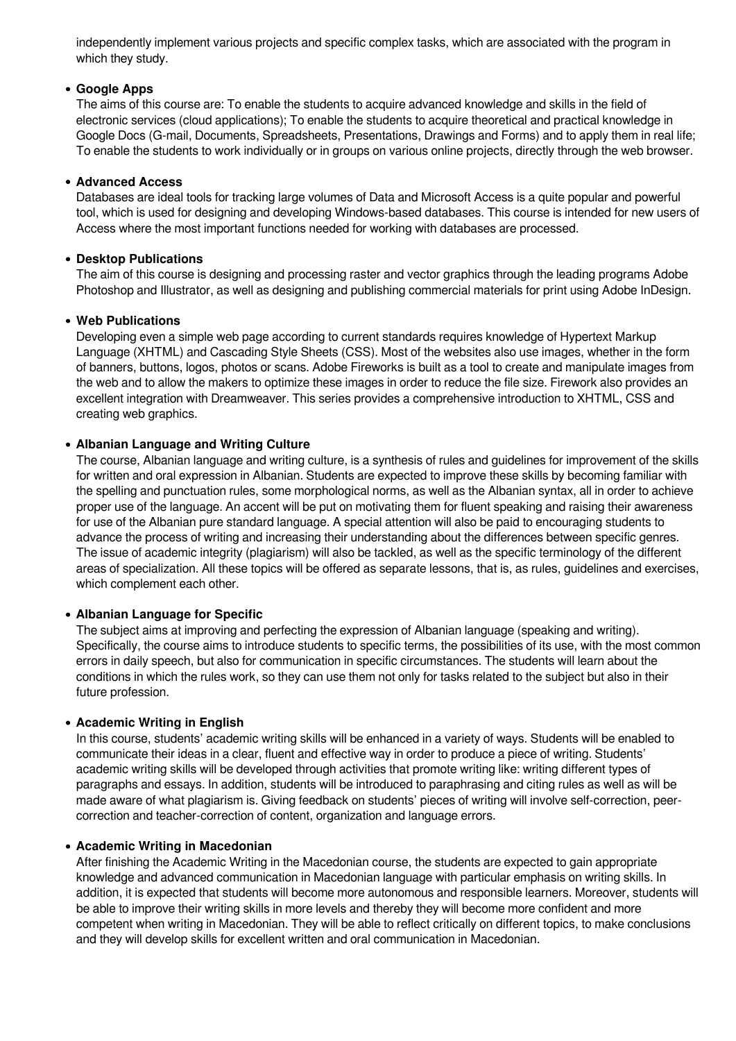independently implement various projects and specific complex tasks, which are associated with the program in which they study.

- **Google Apps**
  The aims of this course are: To enable the students to acquire advanced knowledge and skills in the field of electronic services (cloud applications); To enable the students to acquire theoretical and practical knowledge in Google Docs (G-mail, Documents, Spreadsheets, Presentations, Drawings and Forms) and to apply them in real life; To enable the students to work individually or in groups on various online projects, directly through the web browser.

- **Advanced Access**
  Databases are ideal tools for tracking large volumes of Data and Microsoft Access is a quite popular and powerful tool, which is used for designing and developing Windows-based databases. This course is intended for new users of Access where the most important functions needed for working with databases are processed.

- **Desktop Publications**
  The aim of this course is designing and processing raster and vector graphics through the leading programs Adobe Photoshop and Illustrator, as well as designing and publishing commercial materials for print using Adobe InDesign.

- **Web Publications**
  Developing even a simple web page according to current standards requires knowledge of Hypertext Markup Language (XHTML) and Cascading Style Sheets (CSS). Most of the websites also use images, whether in the form of banners, buttons, logos, photos or scans. Adobe Fireworks is built as a tool to create and manipulate images from the web and to allow the makers to optimize these images in order to reduce the file size. Firework also provides an excellent integration with Dreamweaver. This series provides a comprehensive introduction to XHTML, CSS and creating web graphics.

- **Albanian Language and Writing Culture**
  The course, Albanian language and writing culture, is a synthesis of rules and guidelines for improvement of the skills for written and oral expression in Albanian. Students are expected to improve these skills by becoming familiar with the spelling and punctuation rules, some morphological norms, as well as the Albanian syntax, all in order to achieve proper use of the language. An accent will be put on motivating them for fluent speaking and raising their awareness for use of the Albanian pure standard language. A special attention will also be paid to encouraging students to advance the process of writing and increasing their understanding about the differences between specific genres. The issue of academic integrity (plagiarism) will also be tackled, as well as the specific terminology of the different areas of specialization. All these topics will be offered as separate lessons, that is, as rules, guidelines and exercises, which complement each other.

- **Albanian Language for Specific**
  The subject aims at improving and perfecting the expression of Albanian language (speaking and writing). Specifically, the course aims to introduce students to specific terms, the possibilities of its use, with the most common errors in daily speech, but also for communication in specific circumstances. The students will learn about the conditions in which the rules work, so they can use them not only for tasks related to the subject but also in their future profession.

- **Academic Writing in English**
  In this course, students' academic writing skills will be enhanced in a variety of ways. Students will be enabled to communicate their ideas in a clear, fluent and effective way in order to produce a piece of writing. Students' academic writing skills will be developed through activities that promote writing like: writing different types of paragraphs and essays. In addition, students will be introduced to paraphrasing and citing rules as well as will be made aware of what plagiarism is. Giving feedback on students' pieces of writing will involve self-correction, peer-correction and teacher-correction of content, organization and language errors.

- **Academic Writing in Macedonian**
  After finishing the Academic Writing in the Macedonian course, the students are expected to gain appropriate knowledge and advanced communication in Macedonian language with particular emphasis on writing skills. In addition, it is expected that students will become more autonomous and responsible learners. Moreover, students will be able to improve their writing skills in more levels and thereby they will become more confident and more competent when writing in Macedonian. They will be able to reflect critically on different topics, to make conclusions and they will develop skills for excellent written and oral communication in Macedonian.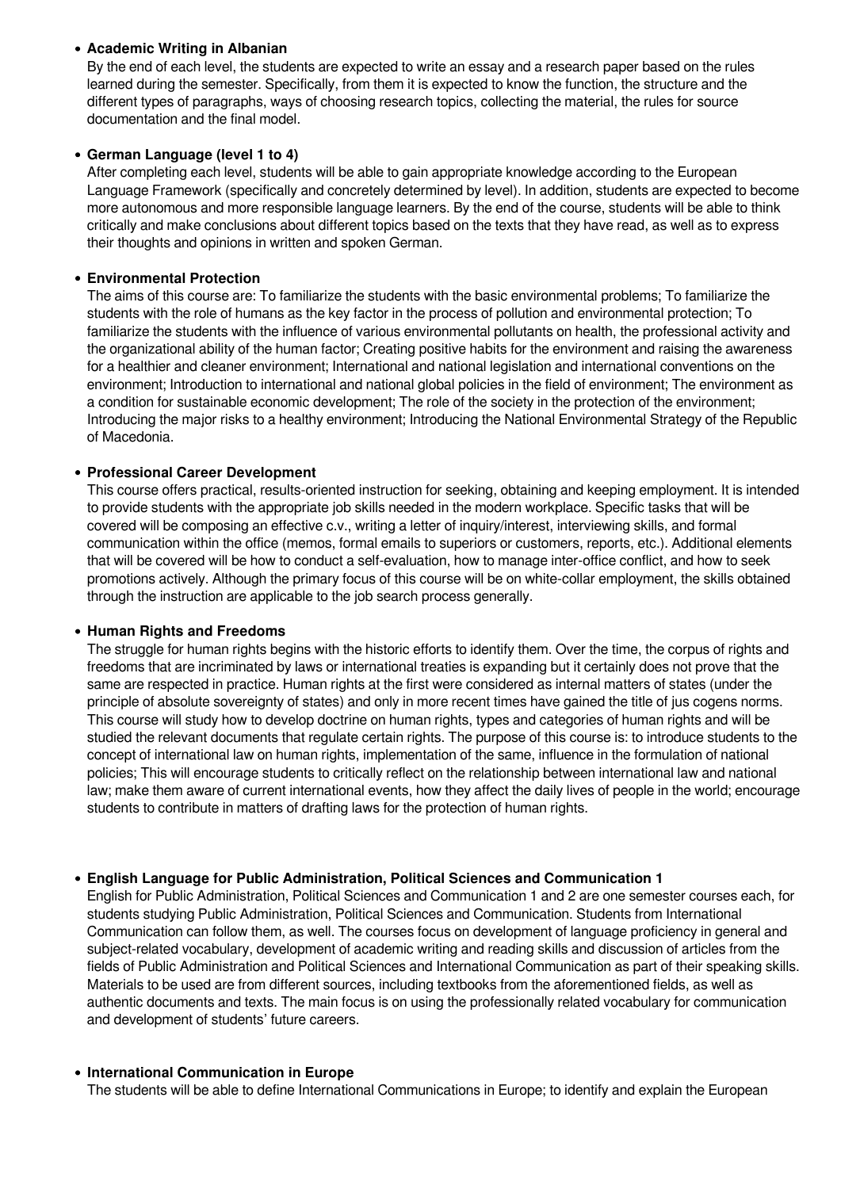- **Academic Writing in Albanian**
  By the end of each level, the students are expected to write an essay and a research paper based on the rules learned during the semester. Specifically, from them it is expected to know the function, the structure and the different types of paragraphs, ways of choosing research topics, collecting the material, the rules for source documentation and the final model.

- **German Language (level 1 to 4)**
  After completing each level, students will be able to gain appropriate knowledge according to the European Language Framework (specifically and concretely determined by level). In addition, students are expected to become more autonomous and more responsible language learners. By the end of the course, students will be able to think critically and make conclusions about different topics based on the texts that they have read, as well as to express their thoughts and opinions in written and spoken German.

- **Environmental Protection**
  The aims of this course are: To familiarize the students with the basic environmental problems; To familiarize the students with the role of humans as the key factor in the process of pollution and environmental protection; To familiarize the students with the influence of various environmental pollutants on health, the professional activity and the organizational ability of the human factor; Creating positive habits for the environment and raising the awareness for a healthier and cleaner environment; International and national legislation and international conventions on the environment; Introduction to international and national global policies in the field of environment; The environment as a condition for sustainable economic development; The role of the society in the protection of the environment; Introducing the major risks to a healthy environment; Introducing the National Environmental Strategy of the Republic of Macedonia.

- **Professional Career Development**
  This course offers practical, results-oriented instruction for seeking, obtaining and keeping employment. It is intended to provide students with the appropriate job skills needed in the modern workplace. Specific tasks that will be covered will be composing an effective c.v., writing a letter of inquiry/interest, interviewing skills, and formal communication within the office (memos, formal emails to superiors or customers, reports, etc.). Additional elements that will be covered will be how to conduct a self-evaluation, how to manage inter-office conflict, and how to seek promotions actively. Although the primary focus of this course will be on white-collar employment, the skills obtained through the instruction are applicable to the job search process generally.

- **Human Rights and Freedoms**
  The struggle for human rights begins with the historic efforts to identify them. Over the time, the corpus of rights and freedoms that are incriminated by laws or international treaties is expanding but it certainly does not prove that the same are respected in practice. Human rights at the first were considered as internal matters of states (under the principle of absolute sovereignty of states) and only in more recent times have gained the title of jus cogens norms. This course will study how to develop doctrine on human rights, types and categories of human rights and will be studied the relevant documents that regulate certain rights. The purpose of this course is: to introduce students to the concept of international law on human rights, implementation of the same, influence in the formulation of national policies; This will encourage students to critically reflect on the relationship between international law and national law; make them aware of current international events, how they affect the daily lives of people in the world; encourage students to contribute in matters of drafting laws for the protection of human rights.

- **English Language for Public Administration, Political Sciences and Communication 1**
  English for Public Administration, Political Sciences and Communication 1 and 2 are one semester courses each, for students studying Public Administration, Political Sciences and Communication. Students from International Communication can follow them, as well. The courses focus on development of language proficiency in general and subject-related vocabulary, development of academic writing and reading skills and discussion of articles from the fields of Public Administration and Political Sciences and International Communication as part of their speaking skills. Materials to be used are from different sources, including textbooks from the aforementioned fields, as well as authentic documents and texts. The main focus is on using the professionally related vocabulary for communication and development of students' future careers.

- **International Communication in Europe**
  The students will be able to define International Communications in Europe; to identify and explain the European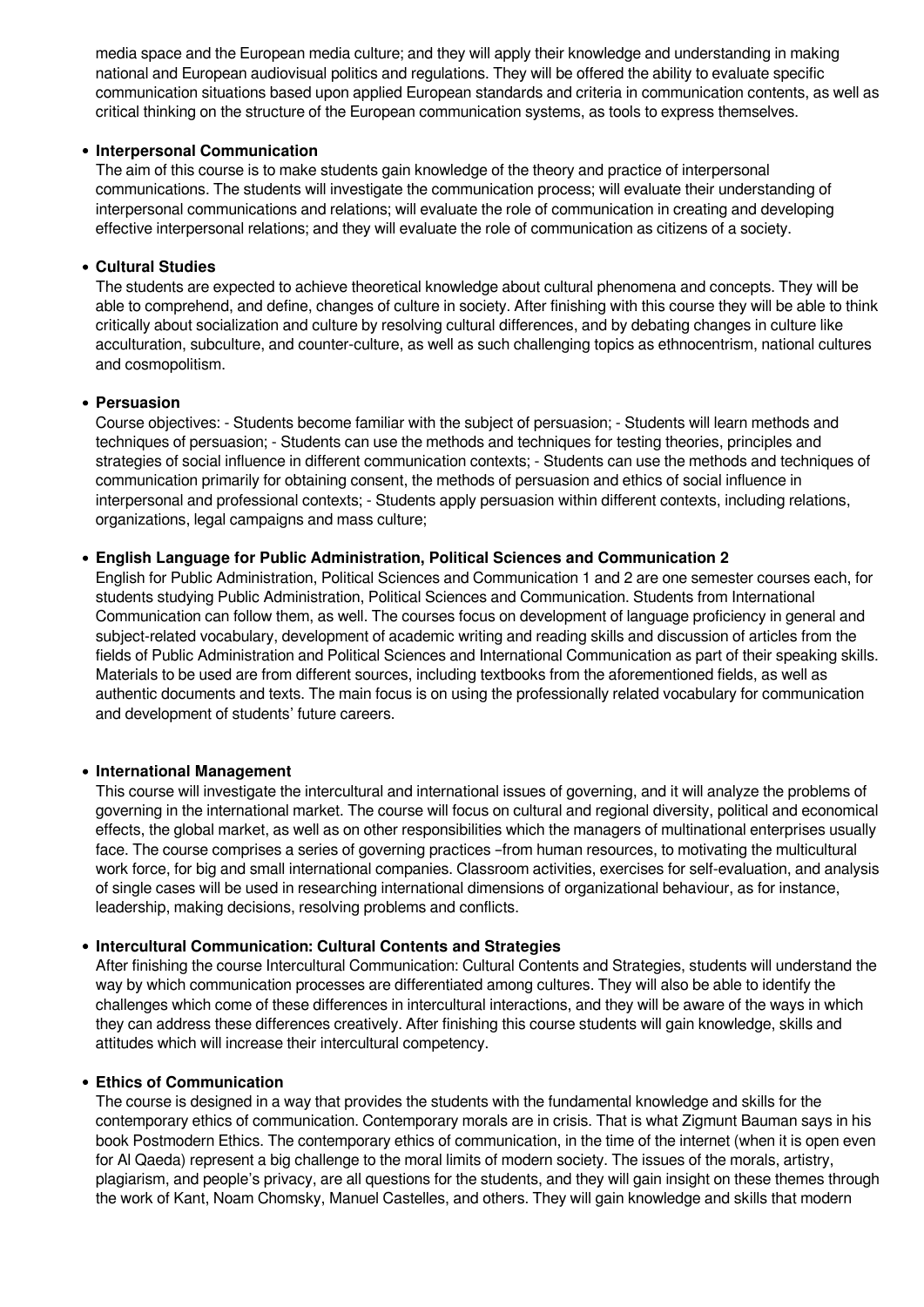media space and the European media culture; and they will apply their knowledge and understanding in making national and European audiovisual politics and regulations. They will be offered the ability to evaluate specific communication situations based upon applied European standards and criteria in communication contents, as well as critical thinking on the structure of the European communication systems, as tools to express themselves.

- **Interpersonal Communication**
  The aim of this course is to make students gain knowledge of the theory and practice of interpersonal communications. The students will investigate the communication process; will evaluate their understanding of interpersonal communications and relations; will evaluate the role of communication in creating and developing effective interpersonal relations; and they will evaluate the role of communication as citizens of a society.

- **Cultural Studies**
  The students are expected to achieve theoretical knowledge about cultural phenomena and concepts. They will be able to comprehend, and define, changes of culture in society. After finishing with this course they will be able to think critically about socialization and culture by resolving cultural differences, and by debating changes in culture like acculturation, subculture, and counter-culture, as well as such challenging topics as ethnocentrism, national cultures and cosmopolitism.

- **Persuasion**
  Course objectives: - Students become familiar with the subject of persuasion; - Students will learn methods and techniques of persuasion; - Students can use the methods and techniques for testing theories, principles and strategies of social influence in different communication contexts; - Students can use the methods and techniques of communication primarily for obtaining consent, the methods of persuasion and ethics of social influence in interpersonal and professional contexts; - Students apply persuasion within different contexts, including relations, organizations, legal campaigns and mass culture;

- **English Language for Public Administration, Political Sciences and Communication 2**
  English for Public Administration, Political Sciences and Communication 1 and 2 are one semester courses each, for students studying Public Administration, Political Sciences and Communication. Students from International Communication can follow them, as well. The courses focus on development of language proficiency in general and subject-related vocabulary, development of academic writing and reading skills and discussion of articles from the fields of Public Administration and Political Sciences and International Communication as part of their speaking skills. Materials to be used are from different sources, including textbooks from the aforementioned fields, as well as authentic documents and texts. The main focus is on using the professionally related vocabulary for communication and development of students' future careers.

- **International Management**
  This course will investigate the intercultural and international issues of governing, and it will analyze the problems of governing in the international market. The course will focus on cultural and regional diversity, political and economical effects, the global market, as well as on other responsibilities which the managers of multinational enterprises usually face. The course comprises a series of governing practices –from human resources, to motivating the multicultural work force, for big and small international companies. Classroom activities, exercises for self-evaluation, and analysis of single cases will be used in researching international dimensions of organizational behaviour, as for instance, leadership, making decisions, resolving problems and conflicts.

- **Intercultural Communication: Cultural Contents and Strategies**
  After finishing the course Intercultural Communication: Cultural Contents and Strategies, students will understand the way by which communication processes are differentiated among cultures. They will also be able to identify the challenges which come of these differences in intercultural interactions, and they will be aware of the ways in which they can address these differences creatively. After finishing this course students will gain knowledge, skills and attitudes which will increase their intercultural competency.

- **Ethics of Communication**
  The course is designed in a way that provides the students with the fundamental knowledge and skills for the contemporary ethics of communication. Contemporary morals are in crisis. That is what Zigmunt Bauman says in his book Postmodern Ethics. The contemporary ethics of communication, in the time of the internet (when it is open even for Al Qaeda) represent a big challenge to the moral limits of modern society. The issues of the morals, artistry, plagiarism, and people's privacy, are all questions for the students, and they will gain insight on these themes through the work of Kant, Noam Chomsky, Manuel Castelles, and others. They will gain knowledge and skills that modern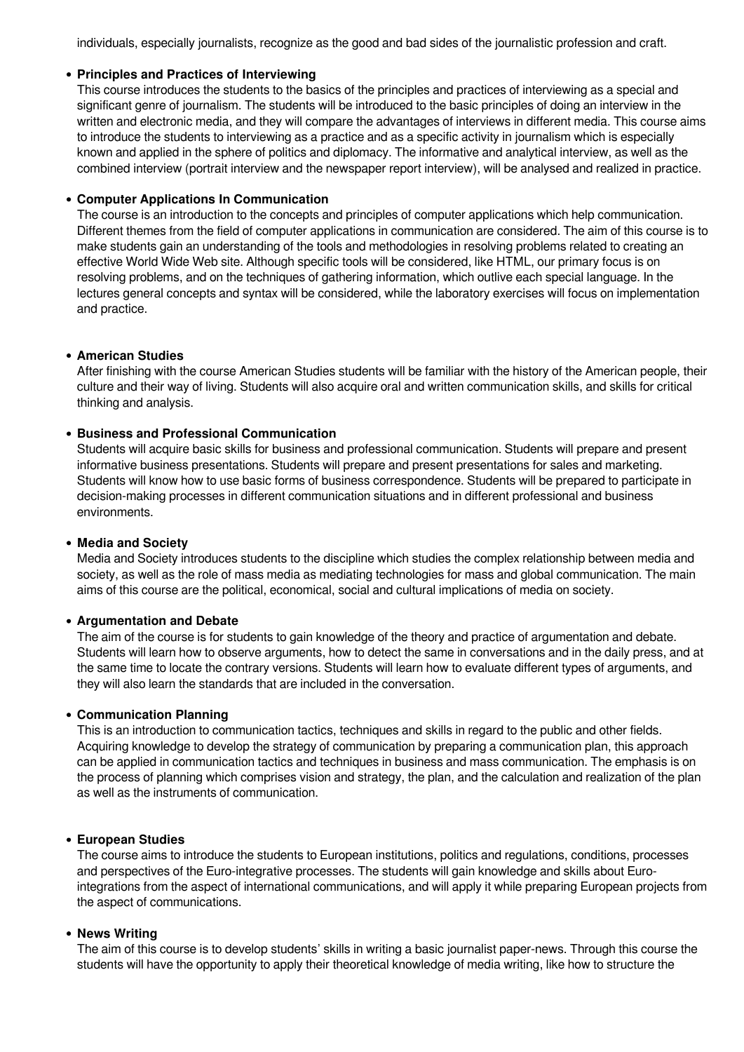individuals, especially journalists, recognize as the good and bad sides of the journalistic profession and craft.

- **Principles and Practices of Interviewing**
  This course introduces the students to the basics of the principles and practices of interviewing as a special and significant genre of journalism. The students will be introduced to the basic principles of doing an interview in the written and electronic media, and they will compare the advantages of interviews in different media. This course aims to introduce the students to interviewing as a practice and as a specific activity in journalism which is especially known and applied in the sphere of politics and diplomacy. The informative and analytical interview, as well as the combined interview (portrait interview and the newspaper report interview), will be analysed and realized in practice.

- **Computer Applications In Communication**
  The course is an introduction to the concepts and principles of computer applications which help communication. Different themes from the field of computer applications in communication are considered. The aim of this course is to make students gain an understanding of the tools and methodologies in resolving problems related to creating an effective World Wide Web site. Although specific tools will be considered, like HTML, our primary focus is on resolving problems, and on the techniques of gathering information, which outlive each special language. In the lectures general concepts and syntax will be considered, while the laboratory exercises will focus on implementation and practice.

- **American Studies**
  After finishing with the course American Studies students will be familiar with the history of the American people, their culture and their way of living. Students will also acquire oral and written communication skills, and skills for critical thinking and analysis.

- **Business and Professional Communication**
  Students will acquire basic skills for business and professional communication. Students will prepare and present informative business presentations. Students will prepare and present presentations for sales and marketing. Students will know how to use basic forms of business correspondence. Students will be prepared to participate in decision-making processes in different communication situations and in different professional and business environments.

- **Media and Society**
  Media and Society introduces students to the discipline which studies the complex relationship between media and society, as well as the role of mass media as mediating technologies for mass and global communication. The main aims of this course are the political, economical, social and cultural implications of media on society.

- **Argumentation and Debate**
  The aim of the course is for students to gain knowledge of the theory and practice of argumentation and debate. Students will learn how to observe arguments, how to detect the same in conversations and in the daily press, and at the same time to locate the contrary versions. Students will learn how to evaluate different types of arguments, and they will also learn the standards that are included in the conversation.

- **Communication Planning**
  This is an introduction to communication tactics, techniques and skills in regard to the public and other fields. Acquiring knowledge to develop the strategy of communication by preparing a communication plan, this approach can be applied in communication tactics and techniques in business and mass communication. The emphasis is on the process of planning which comprises vision and strategy, the plan, and the calculation and realization of the plan as well as the instruments of communication.

- **European Studies**
  The course aims to introduce the students to European institutions, politics and regulations, conditions, processes and perspectives of the Euro-integrative processes. The students will gain knowledge and skills about Euro-integrations from the aspect of international communications, and will apply it while preparing European projects from the aspect of communications.

- **News Writing**
  The aim of this course is to develop students' skills in writing a basic journalist paper-news. Through this course the students will have the opportunity to apply their theoretical knowledge of media writing, like how to structure the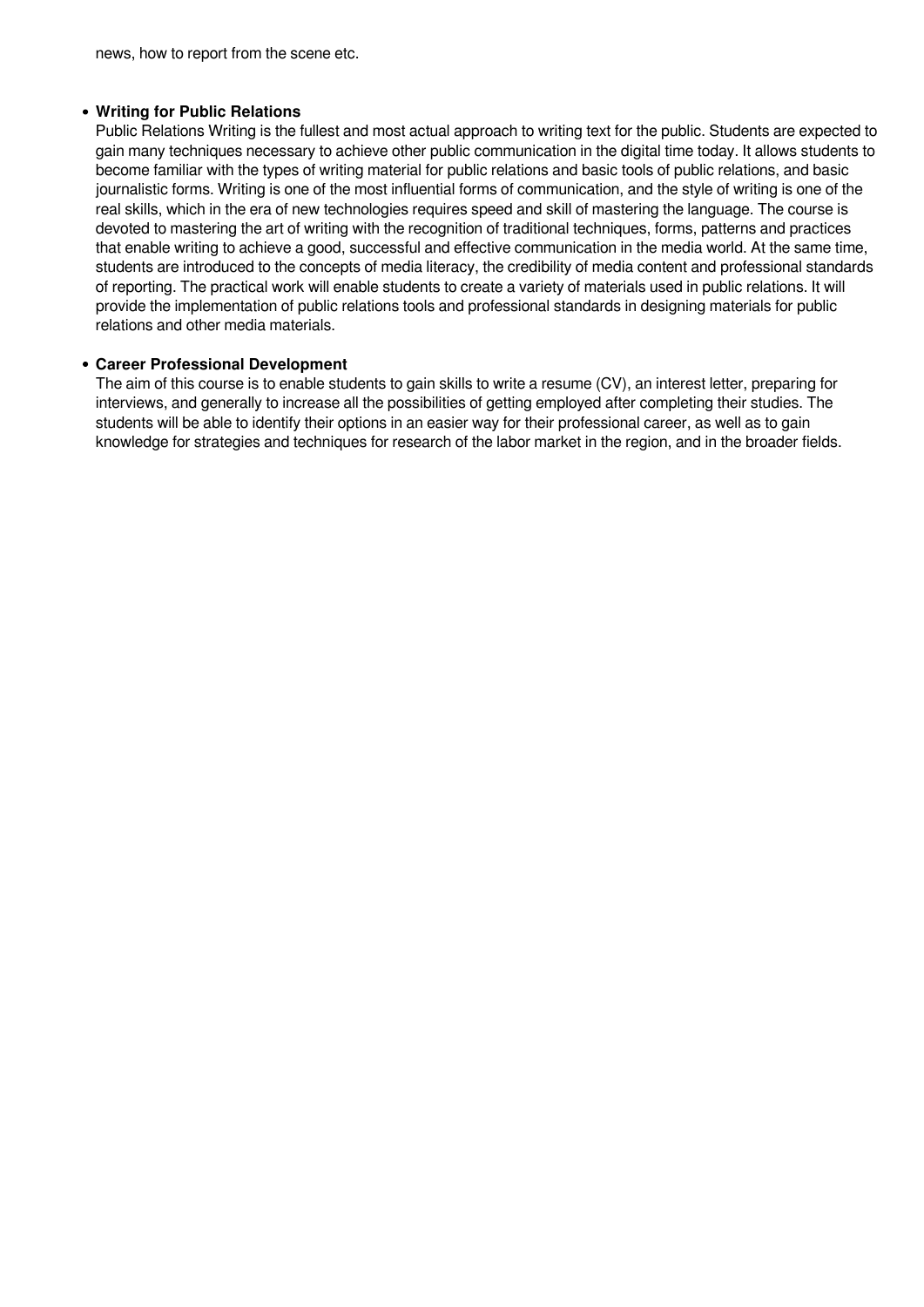news, how to report from the scene etc.

- **Writing for Public Relations**
  Public Relations Writing is the fullest and most actual approach to writing text for the public. Students are expected to gain many techniques necessary to achieve other public communication in the digital time today. It allows students to become familiar with the types of writing material for public relations and basic tools of public relations, and basic journalistic forms. Writing is one of the most influential forms of communication, and the style of writing is one of the real skills, which in the era of new technologies requires speed and skill of mastering the language. The course is devoted to mastering the art of writing with the recognition of traditional techniques, forms, patterns and practices that enable writing to achieve a good, successful and effective communication in the media world. At the same time, students are introduced to the concepts of media literacy, the credibility of media content and professional standards of reporting. The practical work will enable students to create a variety of materials used in public relations. It will provide the implementation of public relations tools and professional standards in designing materials for public relations and other media materials.

- **Career Professional Development**
  The aim of this course is to enable students to gain skills to write a resume (CV), an interest letter, preparing for interviews, and generally to increase all the possibilities of getting employed after completing their studies. The students will be able to identify their options in an easier way for their professional career, as well as to gain knowledge for strategies and techniques for research of the labor market in the region, and in the broader fields.